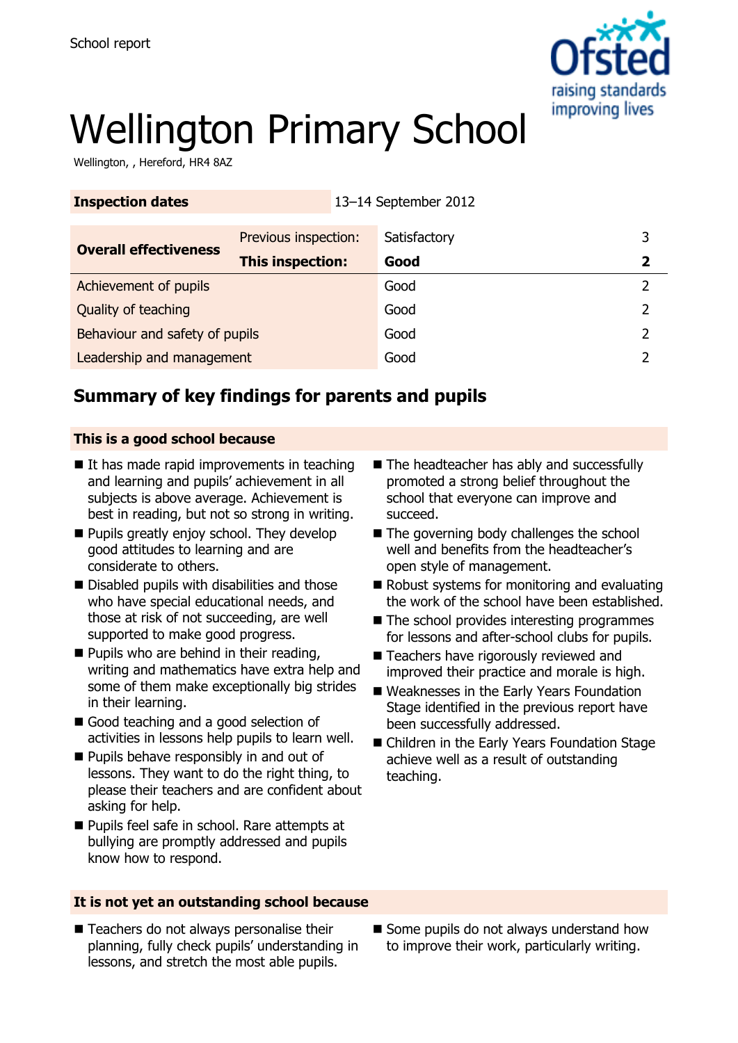School report

# Wellington Primary School

Wellington, , Hereford, HR4 8AZ

| Inspection dates | 13–14 September 2012 | | |
|---|---|---|---|

| Overall effectiveness | Previous inspection: | Satisfactory | 3 |
|---|---|---|---|
| | **This inspection:** | **Good** | **2** |
| Achievement of pupils | | Good | 2 |
| Quality of teaching | | Good | 2 |
| Behaviour and safety of pupils | | Good | 2 |
| Leadership and management | | Good | 2 |

## Summary of key findings for parents and pupils

### This is a good school because

- It has made rapid improvements in teaching and learning and pupils' achievement in all subjects is above average. Achievement is best in reading, but not so strong in writing.
- Pupils greatly enjoy school. They develop good attitudes to learning and are considerate to others.
- Disabled pupils with disabilities and those who have special educational needs, and those at risk of not succeeding, are well supported to make good progress.
- Pupils who are behind in their reading, writing and mathematics have extra help and some of them make exceptionally big strides in their learning.
- Good teaching and a good selection of activities in lessons help pupils to learn well.
- Pupils behave responsibly in and out of lessons. They want to do the right thing, to please their teachers and are confident about asking for help.
- Pupils feel safe in school. Rare attempts at bullying are promptly addressed and pupils know how to respond.
- The headteacher has ably and successfully promoted a strong belief throughout the school that everyone can improve and succeed.
- The governing body challenges the school well and benefits from the headteacher's open style of management.
- Robust systems for monitoring and evaluating the work of the school have been established.
- The school provides interesting programmes for lessons and after-school clubs for pupils.
- Teachers have rigorously reviewed and improved their practice and morale is high.
- Weaknesses in the Early Years Foundation Stage identified in the previous report have been successfully addressed.
- Children in the Early Years Foundation Stage achieve well as a result of outstanding teaching.

### It is not yet an outstanding school because

- Teachers do not always personalise their planning, fully check pupils' understanding in lessons, and stretch the most able pupils.
- Some pupils do not always understand how to improve their work, particularly writing.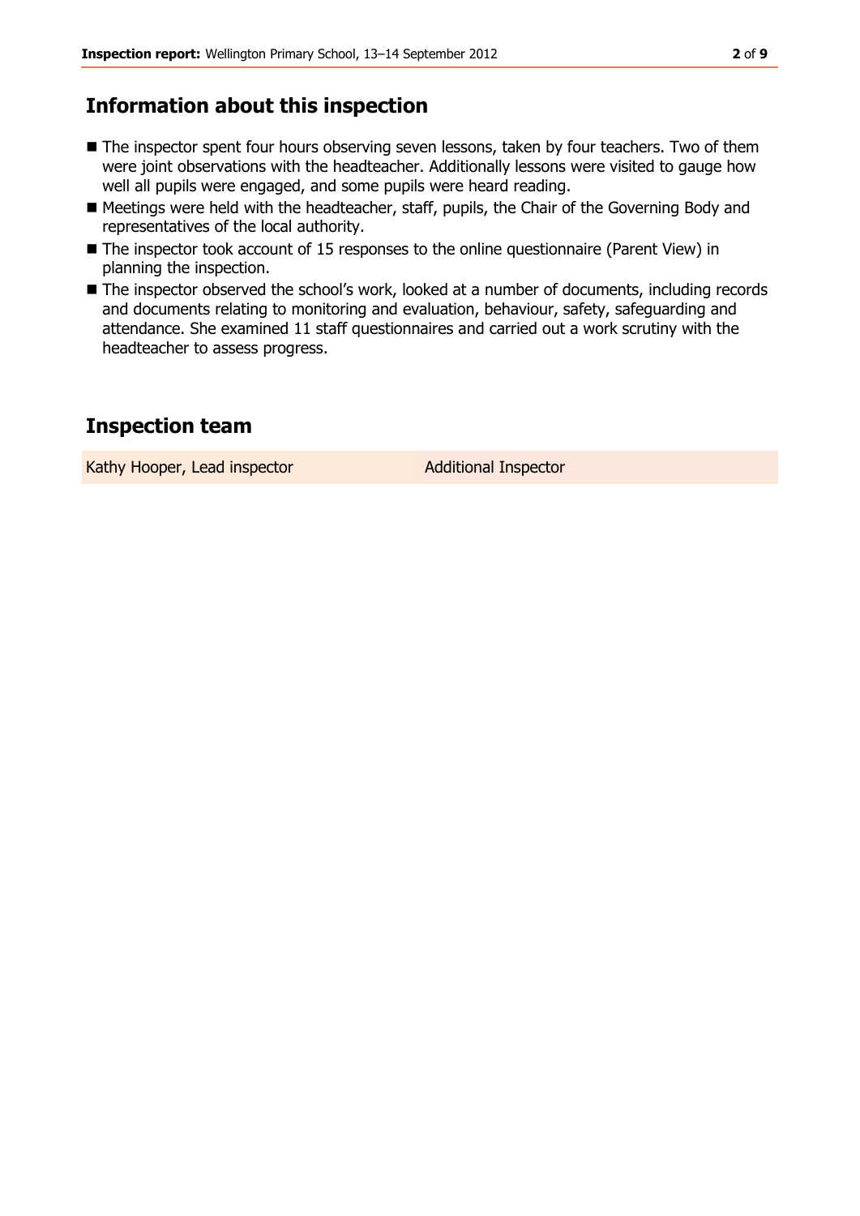## Information about this inspection

- The inspector spent four hours observing seven lessons, taken by four teachers. Two of them were joint observations with the headteacher. Additionally lessons were visited to gauge how well all pupils were engaged, and some pupils were heard reading.
- Meetings were held with the headteacher, staff, pupils, the Chair of the Governing Body and representatives of the local authority.
- The inspector took account of 15 responses to the online questionnaire (Parent View) in planning the inspection.
- The inspector observed the school's work, looked at a number of documents, including records and documents relating to monitoring and evaluation, behaviour, safety, safeguarding and attendance. She examined 11 staff questionnaires and carried out a work scrutiny with the headteacher to assess progress.

## Inspection team

| | |
|---|---|
| Kathy Hooper, Lead inspector | Additional Inspector |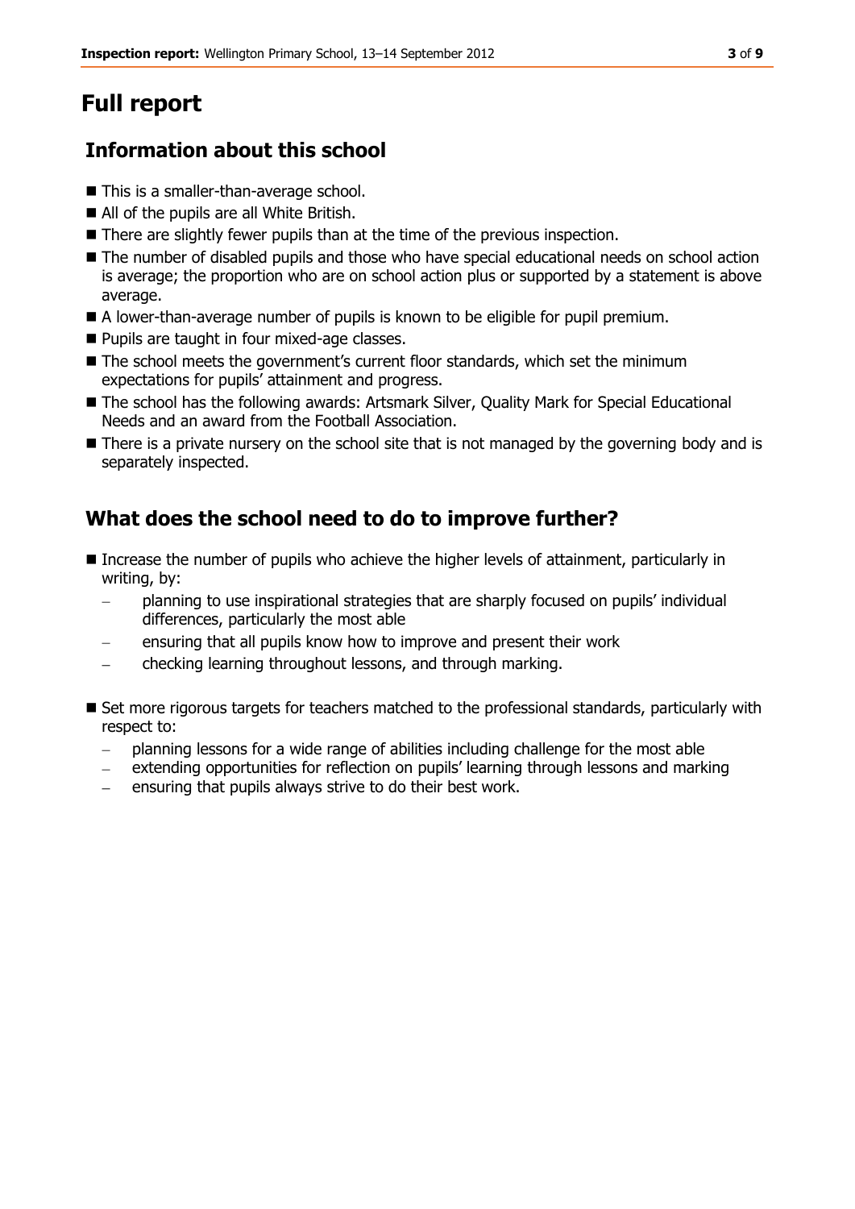# Full report

## Information about this school

- This is a smaller-than-average school.
- All of the pupils are all White British.
- There are slightly fewer pupils than at the time of the previous inspection.
- The number of disabled pupils and those who have special educational needs on school action is average; the proportion who are on school action plus or supported by a statement is above average.
- A lower-than-average number of pupils is known to be eligible for pupil premium.
- Pupils are taught in four mixed-age classes.
- The school meets the government's current floor standards, which set the minimum expectations for pupils' attainment and progress.
- The school has the following awards: Artsmark Silver, Quality Mark for Special Educational Needs and an award from the Football Association.
- There is a private nursery on the school site that is not managed by the governing body and is separately inspected.

## What does the school need to do to improve further?

- Increase the number of pupils who achieve the higher levels of attainment, particularly in writing, by:
  - planning to use inspirational strategies that are sharply focused on pupils' individual differences, particularly the most able
  - ensuring that all pupils know how to improve and present their work
  - checking learning throughout lessons, and through marking.
- Set more rigorous targets for teachers matched to the professional standards, particularly with respect to:
  - planning lessons for a wide range of abilities including challenge for the most able
  - extending opportunities for reflection on pupils' learning through lessons and marking
  - ensuring that pupils always strive to do their best work.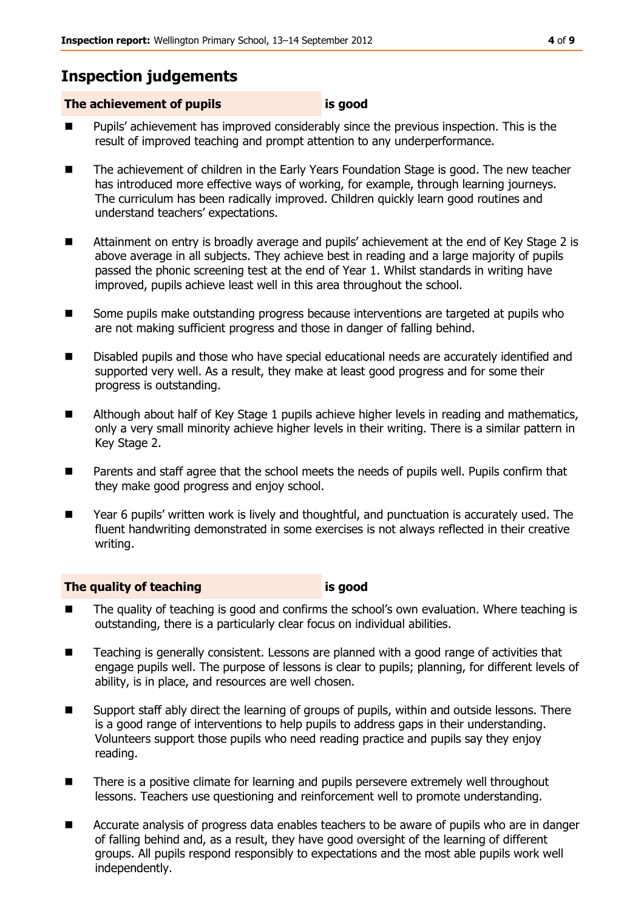## Inspection judgements

### **The achievement of pupils** **is good**

- Pupils' achievement has improved considerably since the previous inspection. This is the result of improved teaching and prompt attention to any underperformance.
- The achievement of children in the Early Years Foundation Stage is good. The new teacher has introduced more effective ways of working, for example, through learning journeys. The curriculum has been radically improved. Children quickly learn good routines and understand teachers' expectations.
- Attainment on entry is broadly average and pupils' achievement at the end of Key Stage 2 is above average in all subjects. They achieve best in reading and a large majority of pupils passed the phonic screening test at the end of Year 1. Whilst standards in writing have improved, pupils achieve least well in this area throughout the school.
- Some pupils make outstanding progress because interventions are targeted at pupils who are not making sufficient progress and those in danger of falling behind.
- Disabled pupils and those who have special educational needs are accurately identified and supported very well. As a result, they make at least good progress and for some their progress is outstanding.
- Although about half of Key Stage 1 pupils achieve higher levels in reading and mathematics, only a very small minority achieve higher levels in their writing. There is a similar pattern in Key Stage 2.
- Parents and staff agree that the school meets the needs of pupils well. Pupils confirm that they make good progress and enjoy school.
- Year 6 pupils' written work is lively and thoughtful, and punctuation is accurately used. The fluent handwriting demonstrated in some exercises is not always reflected in their creative writing.

### **The quality of teaching** **is good**

- The quality of teaching is good and confirms the school's own evaluation. Where teaching is outstanding, there is a particularly clear focus on individual abilities.
- Teaching is generally consistent. Lessons are planned with a good range of activities that engage pupils well. The purpose of lessons is clear to pupils; planning, for different levels of ability, is in place, and resources are well chosen.
- Support staff ably direct the learning of groups of pupils, within and outside lessons. There is a good range of interventions to help pupils to address gaps in their understanding. Volunteers support those pupils who need reading practice and pupils say they enjoy reading.
- There is a positive climate for learning and pupils persevere extremely well throughout lessons. Teachers use questioning and reinforcement well to promote understanding.
- Accurate analysis of progress data enables teachers to be aware of pupils who are in danger of falling behind and, as a result, they have good oversight of the learning of different groups. All pupils respond responsibly to expectations and the most able pupils work well independently.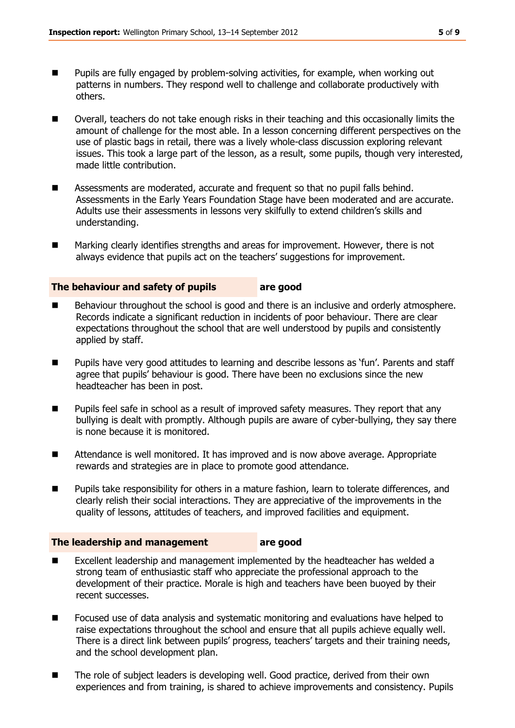- Pupils are fully engaged by problem-solving activities, for example, when working out patterns in numbers. They respond well to challenge and collaborate productively with others.

- Overall, teachers do not take enough risks in their teaching and this occasionally limits the amount of challenge for the most able. In a lesson concerning different perspectives on the use of plastic bags in retail, there was a lively whole-class discussion exploring relevant issues. This took a large part of the lesson, as a result, some pupils, though very interested, made little contribution.

- Assessments are moderated, accurate and frequent so that no pupil falls behind. Assessments in the Early Years Foundation Stage have been moderated and are accurate. Adults use their assessments in lessons very skilfully to extend children's skills and understanding.

- Marking clearly identifies strengths and areas for improvement. However, there is not always evidence that pupils act on the teachers' suggestions for improvement.

### The behaviour and safety of pupils **are good**

- Behaviour throughout the school is good and there is an inclusive and orderly atmosphere. Records indicate a significant reduction in incidents of poor behaviour. There are clear expectations throughout the school that are well understood by pupils and consistently applied by staff.

- Pupils have very good attitudes to learning and describe lessons as 'fun'. Parents and staff agree that pupils' behaviour is good. There have been no exclusions since the new headteacher has been in post.

- Pupils feel safe in school as a result of improved safety measures. They report that any bullying is dealt with promptly. Although pupils are aware of cyber-bullying, they say there is none because it is monitored.

- Attendance is well monitored. It has improved and is now above average. Appropriate rewards and strategies are in place to promote good attendance.

- Pupils take responsibility for others in a mature fashion, learn to tolerate differences, and clearly relish their social interactions. They are appreciative of the improvements in the quality of lessons, attitudes of teachers, and improved facilities and equipment.

### The leadership and management **are good**

- Excellent leadership and management implemented by the headteacher has welded a strong team of enthusiastic staff who appreciate the professional approach to the development of their practice. Morale is high and teachers have been buoyed by their recent successes.

- Focused use of data analysis and systematic monitoring and evaluations have helped to raise expectations throughout the school and ensure that all pupils achieve equally well. There is a direct link between pupils' progress, teachers' targets and their training needs, and the school development plan.

- The role of subject leaders is developing well. Good practice, derived from their own experiences and from training, is shared to achieve improvements and consistency. Pupils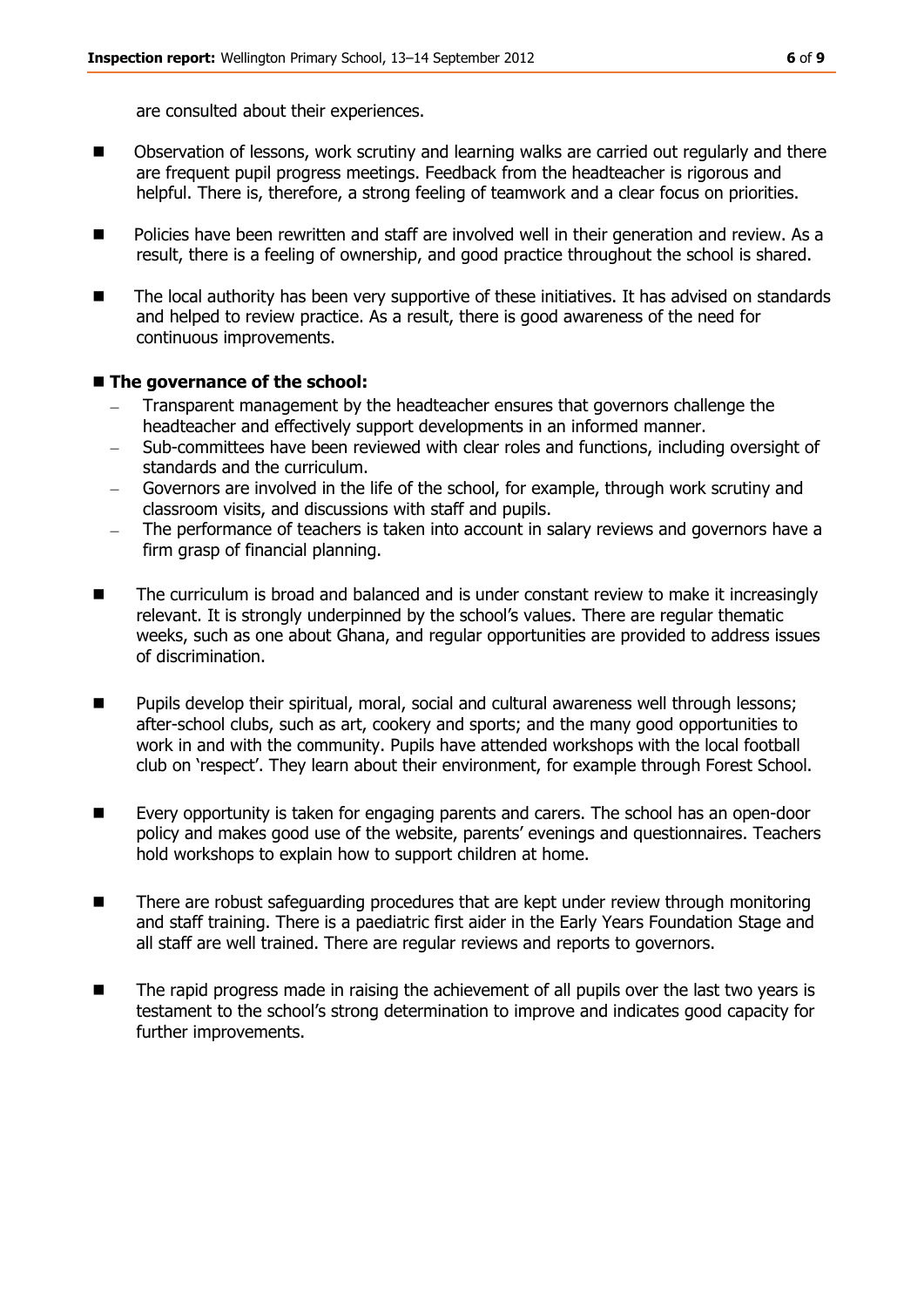are consulted about their experiences.

- Observation of lessons, work scrutiny and learning walks are carried out regularly and there are frequent pupil progress meetings. Feedback from the headteacher is rigorous and helpful. There is, therefore, a strong feeling of teamwork and a clear focus on priorities.

- Policies have been rewritten and staff are involved well in their generation and review. As a result, there is a feeling of ownership, and good practice throughout the school is shared.

- The local authority has been very supportive of these initiatives. It has advised on standards and helped to review practice. As a result, there is good awareness of the need for continuous improvements.

- **The governance of the school:**
  - Transparent management by the headteacher ensures that governors challenge the headteacher and effectively support developments in an informed manner.
  - Sub-committees have been reviewed with clear roles and functions, including oversight of standards and the curriculum.
  - Governors are involved in the life of the school, for example, through work scrutiny and classroom visits, and discussions with staff and pupils.
  - The performance of teachers is taken into account in salary reviews and governors have a firm grasp of financial planning.

- The curriculum is broad and balanced and is under constant review to make it increasingly relevant. It is strongly underpinned by the school's values. There are regular thematic weeks, such as one about Ghana, and regular opportunities are provided to address issues of discrimination.

- Pupils develop their spiritual, moral, social and cultural awareness well through lessons; after-school clubs, such as art, cookery and sports; and the many good opportunities to work in and with the community. Pupils have attended workshops with the local football club on 'respect'. They learn about their environment, for example through Forest School.

- Every opportunity is taken for engaging parents and carers. The school has an open-door policy and makes good use of the website, parents' evenings and questionnaires. Teachers hold workshops to explain how to support children at home.

- There are robust safeguarding procedures that are kept under review through monitoring and staff training. There is a paediatric first aider in the Early Years Foundation Stage and all staff are well trained. There are regular reviews and reports to governors.

- The rapid progress made in raising the achievement of all pupils over the last two years is testament to the school's strong determination to improve and indicates good capacity for further improvements.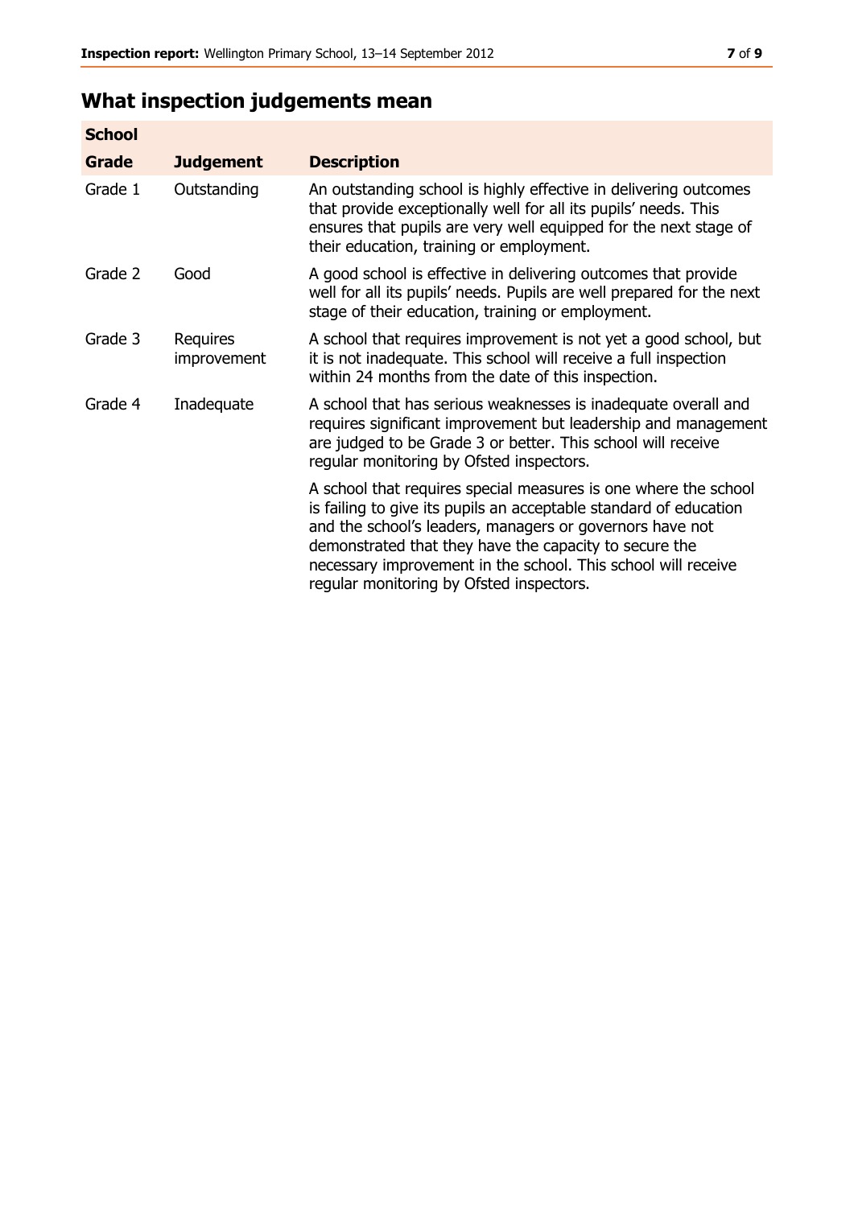## What inspection judgements mean

| School | | |
|---|---|---|
| **Grade** | **Judgement** | **Description** |
| Grade 1 | Outstanding | An outstanding school is highly effective in delivering outcomes that provide exceptionally well for all its pupils' needs. This ensures that pupils are very well equipped for the next stage of their education, training or employment. |
| Grade 2 | Good | A good school is effective in delivering outcomes that provide well for all its pupils' needs. Pupils are well prepared for the next stage of their education, training or employment. |
| Grade 3 | Requires improvement | A school that requires improvement is not yet a good school, but it is not inadequate. This school will receive a full inspection within 24 months from the date of this inspection. |
| Grade 4 | Inadequate | A school that has serious weaknesses is inadequate overall and requires significant improvement but leadership and management are judged to be Grade 3 or better. This school will receive regular monitoring by Ofsted inspectors. |
| | | A school that requires special measures is one where the school is failing to give its pupils an acceptable standard of education and the school's leaders, managers or governors have not demonstrated that they have the capacity to secure the necessary improvement in the school. This school will receive regular monitoring by Ofsted inspectors. |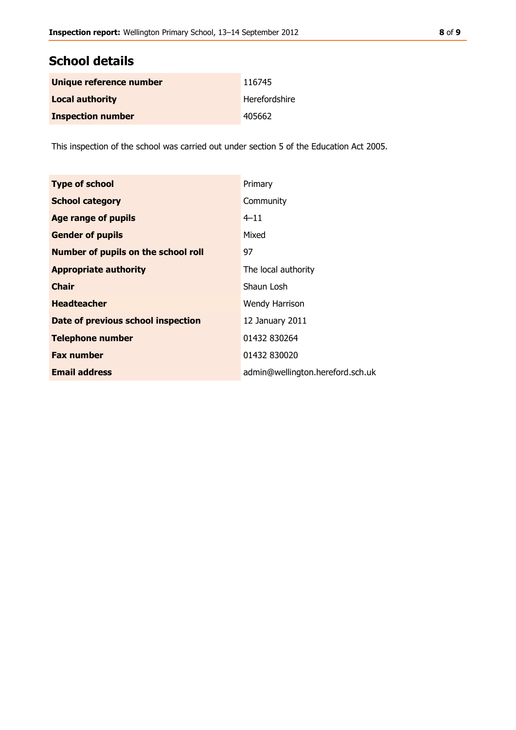## School details

| | |
|---|---|
| **Unique reference number** | 116745 |
| **Local authority** | Herefordshire |
| **Inspection number** | 405662 |

This inspection of the school was carried out under section 5 of the Education Act 2005.

| | |
|---|---|
| **Type of school** | Primary |
| **School category** | Community |
| **Age range of pupils** | 4–11 |
| **Gender of pupils** | Mixed |
| **Number of pupils on the school roll** | 97 |
| **Appropriate authority** | The local authority |
| **Chair** | Shaun Losh |
| **Headteacher** | Wendy Harrison |
| **Date of previous school inspection** | 12 January 2011 |
| **Telephone number** | 01432 830264 |
| **Fax number** | 01432 830020 |
| **Email address** | admin@wellington.hereford.sch.uk |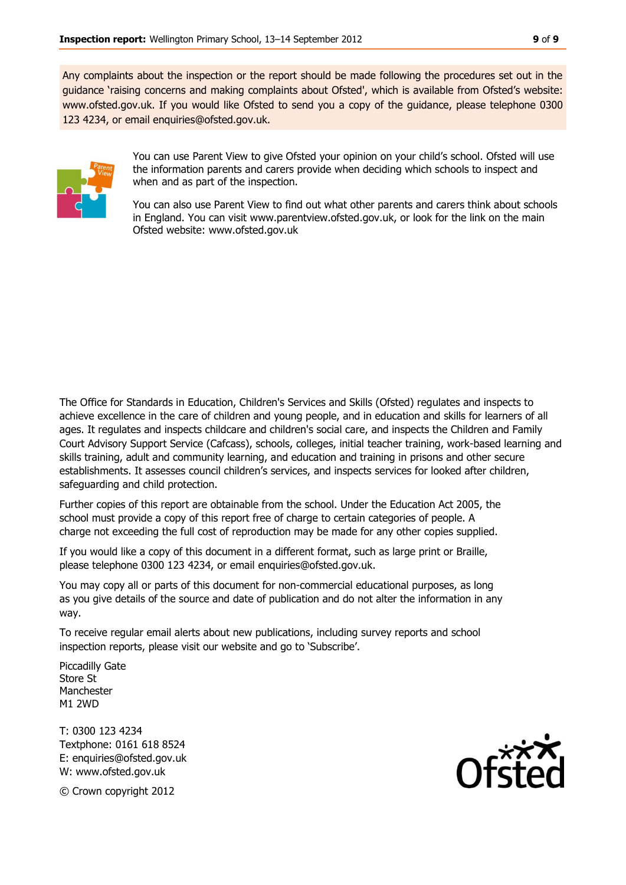Any complaints about the inspection or the report should be made following the procedures set out in the guidance 'raising concerns and making complaints about Ofsted', which is available from Ofsted's website: www.ofsted.gov.uk. If you would like Ofsted to send you a copy of the guidance, please telephone 0300 123 4234, or email enquiries@ofsted.gov.uk.

You can use Parent View to give Ofsted your opinion on your child's school. Ofsted will use the information parents and carers provide when deciding which schools to inspect and when and as part of the inspection.

You can also use Parent View to find out what other parents and carers think about schools in England. You can visit www.parentview.ofsted.gov.uk, or look for the link on the main Ofsted website: www.ofsted.gov.uk

The Office for Standards in Education, Children's Services and Skills (Ofsted) regulates and inspects to achieve excellence in the care of children and young people, and in education and skills for learners of all ages. It regulates and inspects childcare and children's social care, and inspects the Children and Family Court Advisory Support Service (Cafcass), schools, colleges, initial teacher training, work-based learning and skills training, adult and community learning, and education and training in prisons and other secure establishments. It assesses council children's services, and inspects services for looked after children, safeguarding and child protection.

Further copies of this report are obtainable from the school. Under the Education Act 2005, the school must provide a copy of this report free of charge to certain categories of people. A charge not exceeding the full cost of reproduction may be made for any other copies supplied.

If you would like a copy of this document in a different format, such as large print or Braille, please telephone 0300 123 4234, or email enquiries@ofsted.gov.uk.

You may copy all or parts of this document for non-commercial educational purposes, as long as you give details of the source and date of publication and do not alter the information in any way.

To receive regular email alerts about new publications, including survey reports and school inspection reports, please visit our website and go to 'Subscribe'.

Piccadilly Gate
Store St
Manchester
M1 2WD

T: 0300 123 4234
Textphone: 0161 618 8524
E: enquiries@ofsted.gov.uk
W: www.ofsted.gov.uk

© Crown copyright 2012